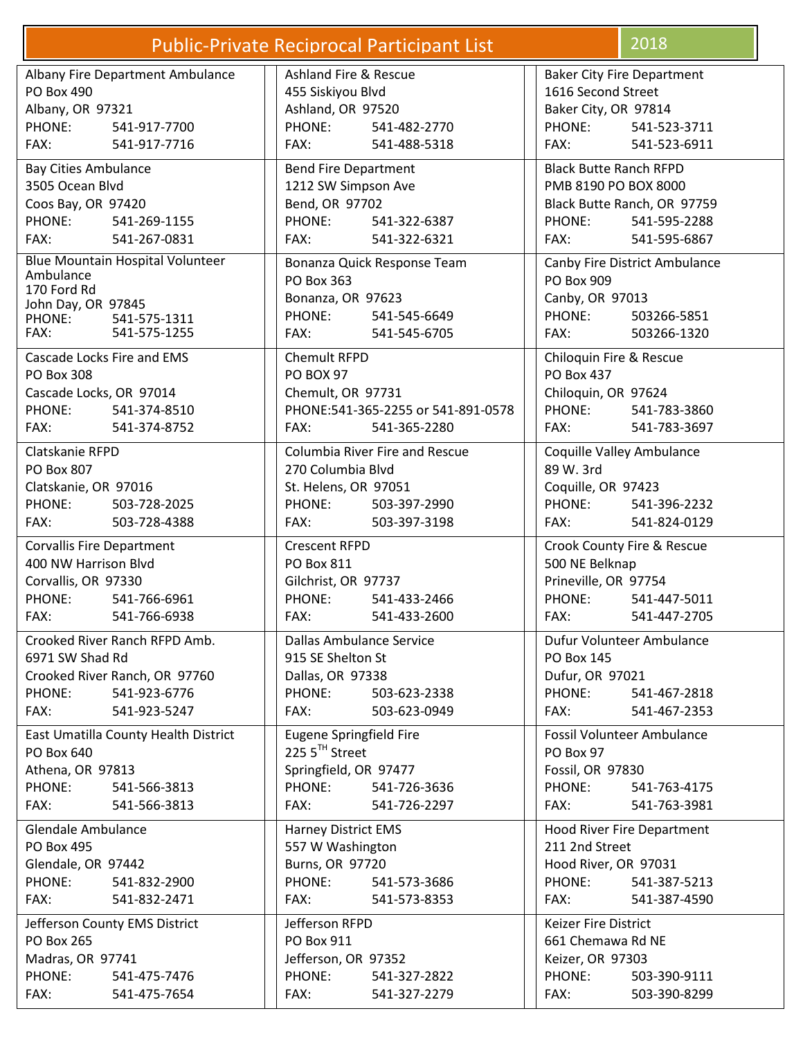# Public-Private Reciprocal Participant List 2018

| | | |
|---|---|---|
| Albany Fire Department Ambulance<br>PO Box 490<br>Albany, OR 97321<br>PHONE: 541-917-7700<br>FAX: 541-917-7716 | Ashland Fire & Rescue<br>455 Siskiyou Blvd<br>Ashland, OR 97520<br>PHONE: 541-482-2770<br>FAX: 541-488-5318 | Baker City Fire Department<br>1616 Second Street<br>Baker City, OR 97814<br>PHONE: 541-523-3711<br>FAX: 541-523-6911 |
| Bay Cities Ambulance<br>3505 Ocean Blvd<br>Coos Bay, OR 97420<br>PHONE: 541-269-1155<br>FAX: 541-267-0831 | Bend Fire Department<br>1212 SW Simpson Ave<br>Bend, OR 97702<br>PHONE: 541-322-6387<br>FAX: 541-322-6321 | Black Butte Ranch RFPD<br>PMB 8190 PO BOX 8000<br>Black Butte Ranch, OR 97759<br>PHONE: 541-595-2288<br>FAX: 541-595-6867 |
| Blue Mountain Hospital Volunteer Ambulance<br>170 Ford Rd<br>John Day, OR 97845<br>PHONE: 541-575-1311<br>FAX: 541-575-1255 | Bonanza Quick Response Team<br>PO Box 363<br>Bonanza, OR 97623<br>PHONE: 541-545-6649<br>FAX: 541-545-6705 | Canby Fire District Ambulance<br>PO Box 909<br>Canby, OR 97013<br>PHONE: 503266-5851<br>FAX: 503266-1320 |
| Cascade Locks Fire and EMS<br>PO Box 308<br>Cascade Locks, OR 97014<br>PHONE: 541-374-8510<br>FAX: 541-374-8752 | Chemult RFPD<br>PO BOX 97<br>Chemult, OR 97731<br>PHONE:541-365-2255 or 541-891-0578<br>FAX: 541-365-2280 | Chiloquin Fire & Rescue<br>PO Box 437<br>Chiloquin, OR 97624<br>PHONE: 541-783-3860<br>FAX: 541-783-3697 |
| Clatskanie RFPD<br>PO Box 807<br>Clatskanie, OR 97016<br>PHONE: 503-728-2025<br>FAX: 503-728-4388 | Columbia River Fire and Rescue<br>270 Columbia Blvd<br>St. Helens, OR 97051<br>PHONE: 503-397-2990<br>FAX: 503-397-3198 | Coquille Valley Ambulance<br>89 W. 3rd<br>Coquille, OR 97423<br>PHONE: 541-396-2232<br>FAX: 541-824-0129 |
| Corvallis Fire Department<br>400 NW Harrison Blvd<br>Corvallis, OR 97330<br>PHONE: 541-766-6961<br>FAX: 541-766-6938 | Crescent RFPD<br>PO Box 811<br>Gilchrist, OR 97737<br>PHONE: 541-433-2466<br>FAX: 541-433-2600 | Crook County Fire & Rescue<br>500 NE Belknap<br>Prineville, OR 97754<br>PHONE: 541-447-5011<br>FAX: 541-447-2705 |
| Crooked River Ranch RFPD Amb.<br>6971 SW Shad Rd<br>Crooked River Ranch, OR 97760<br>PHONE: 541-923-6776<br>FAX: 541-923-5247 | Dallas Ambulance Service<br>915 SE Shelton St<br>Dallas, OR 97338<br>PHONE: 503-623-2338<br>FAX: 503-623-0949 | Dufur Volunteer Ambulance<br>PO Box 145<br>Dufur, OR 97021<br>PHONE: 541-467-2818<br>FAX: 541-467-2353 |
| East Umatilla County Health District<br>PO Box 640<br>Athena, OR 97813<br>PHONE: 541-566-3813<br>FAX: 541-566-3813 | Eugene Springfield Fire<br>225 5TH Street<br>Springfield, OR 97477<br>PHONE: 541-726-3636<br>FAX: 541-726-2297 | Fossil Volunteer Ambulance<br>PO Box 97<br>Fossil, OR 97830<br>PHONE: 541-763-4175<br>FAX: 541-763-3981 |
| Glendale Ambulance<br>PO Box 495<br>Glendale, OR 97442<br>PHONE: 541-832-2900<br>FAX: 541-832-2471 | Harney District EMS<br>557 W Washington<br>Burns, OR 97720<br>PHONE: 541-573-3686<br>FAX: 541-573-8353 | Hood River Fire Department<br>211 2nd Street<br>Hood River, OR 97031<br>PHONE: 541-387-5213<br>FAX: 541-387-4590 |
| Jefferson County EMS District<br>PO Box 265<br>Madras, OR 97741<br>PHONE: 541-475-7476<br>FAX: 541-475-7654 | Jefferson RFPD<br>PO Box 911<br>Jefferson, OR 97352<br>PHONE: 541-327-2822<br>FAX: 541-327-2279 | Keizer Fire District<br>661 Chemawa Rd NE<br>Keizer, OR 97303<br>PHONE: 503-390-9111<br>FAX: 503-390-8299 |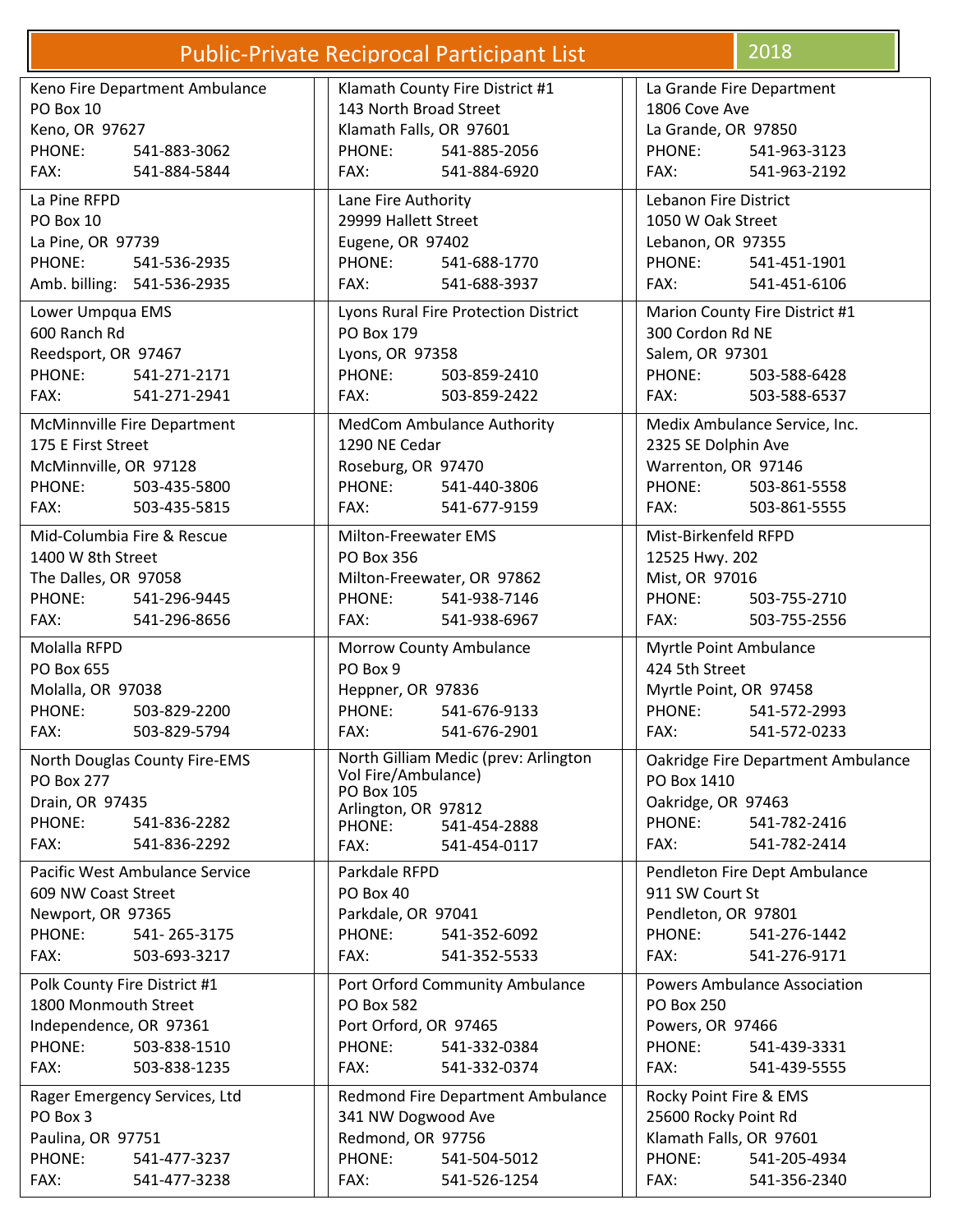# Public-Private Reciprocal Participant List 2018

| | | |
|---|---|---|
| Keno Fire Department Ambulance<br>PO Box 10<br>Keno, OR 97627<br>PHONE: 541-883-3062<br>FAX: 541-884-5844 | Klamath County Fire District #1<br>143 North Broad Street<br>Klamath Falls, OR 97601<br>PHONE: 541-885-2056<br>FAX: 541-884-6920 | La Grande Fire Department<br>1806 Cove Ave<br>La Grande, OR 97850<br>PHONE: 541-963-3123<br>FAX: 541-963-2192 |
| La Pine RFPD<br>PO Box 10<br>La Pine, OR 97739<br>PHONE: 541-536-2935<br>Amb. billing: 541-536-2935 | Lane Fire Authority<br>29999 Hallett Street<br>Eugene, OR 97402<br>PHONE: 541-688-1770<br>FAX: 541-688-3937 | Lebanon Fire District<br>1050 W Oak Street<br>Lebanon, OR 97355<br>PHONE: 541-451-1901<br>FAX: 541-451-6106 |
| Lower Umpqua EMS<br>600 Ranch Rd<br>Reedsport, OR 97467<br>PHONE: 541-271-2171<br>FAX: 541-271-2941 | Lyons Rural Fire Protection District<br>PO Box 179<br>Lyons, OR 97358<br>PHONE: 503-859-2410<br>FAX: 503-859-2422 | Marion County Fire District #1<br>300 Cordon Rd NE<br>Salem, OR 97301<br>PHONE: 503-588-6428<br>FAX: 503-588-6537 |
| McMinnville Fire Department<br>175 E First Street<br>McMinnville, OR 97128<br>PHONE: 503-435-5800<br>FAX: 503-435-5815 | MedCom Ambulance Authority<br>1290 NE Cedar<br>Roseburg, OR 97470<br>PHONE: 541-440-3806<br>FAX: 541-677-9159 | Medix Ambulance Service, Inc.<br>2325 SE Dolphin Ave<br>Warrenton, OR 97146<br>PHONE: 503-861-5558<br>FAX: 503-861-5555 |
| Mid-Columbia Fire & Rescue<br>1400 W 8th Street<br>The Dalles, OR 97058<br>PHONE: 541-296-9445<br>FAX: 541-296-8656 | Milton-Freewater EMS<br>PO Box 356<br>Milton-Freewater, OR 97862<br>PHONE: 541-938-7146<br>FAX: 541-938-6967 | Mist-Birkenfeld RFPD<br>12525 Hwy. 202<br>Mist, OR 97016<br>PHONE: 503-755-2710<br>FAX: 503-755-2556 |
| Molalla RFPD<br>PO Box 655<br>Molalla, OR 97038<br>PHONE: 503-829-2200<br>FAX: 503-829-5794 | Morrow County Ambulance<br>PO Box 9<br>Heppner, OR 97836<br>PHONE: 541-676-9133<br>FAX: 541-676-2901 | Myrtle Point Ambulance<br>424 5th Street<br>Myrtle Point, OR 97458<br>PHONE: 541-572-2993<br>FAX: 541-572-0233 |
| North Douglas County Fire-EMS<br>PO Box 277<br>Drain, OR 97435<br>PHONE: 541-836-2282<br>FAX: 541-836-2292 | North Gilliam Medic (prev: Arlington Vol Fire/Ambulance)<br>PO Box 105<br>Arlington, OR 97812<br>PHONE: 541-454-2888<br>FAX: 541-454-0117 | Oakridge Fire Department Ambulance<br>PO Box 1410<br>Oakridge, OR 97463<br>PHONE: 541-782-2416<br>FAX: 541-782-2414 |
| Pacific West Ambulance Service<br>609 NW Coast Street<br>Newport, OR 97365<br>PHONE: 541- 265-3175<br>FAX: 503-693-3217 | Parkdale RFPD<br>PO Box 40<br>Parkdale, OR 97041<br>PHONE: 541-352-6092<br>FAX: 541-352-5533 | Pendleton Fire Dept Ambulance<br>911 SW Court St<br>Pendleton, OR 97801<br>PHONE: 541-276-1442<br>FAX: 541-276-9171 |
| Polk County Fire District #1<br>1800 Monmouth Street<br>Independence, OR 97361<br>PHONE: 503-838-1510<br>FAX: 503-838-1235 | Port Orford Community Ambulance<br>PO Box 582<br>Port Orford, OR 97465<br>PHONE: 541-332-0384<br>FAX: 541-332-0374 | Powers Ambulance Association<br>PO Box 250<br>Powers, OR 97466<br>PHONE: 541-439-3331<br>FAX: 541-439-5555 |
| Rager Emergency Services, Ltd<br>PO Box 3<br>Paulina, OR 97751<br>PHONE: 541-477-3237<br>FAX: 541-477-3238 | Redmond Fire Department Ambulance<br>341 NW Dogwood Ave<br>Redmond, OR 97756<br>PHONE: 541-504-5012<br>FAX: 541-526-1254 | Rocky Point Fire & EMS<br>25600 Rocky Point Rd<br>Klamath Falls, OR 97601<br>PHONE: 541-205-4934<br>FAX: 541-356-2340 |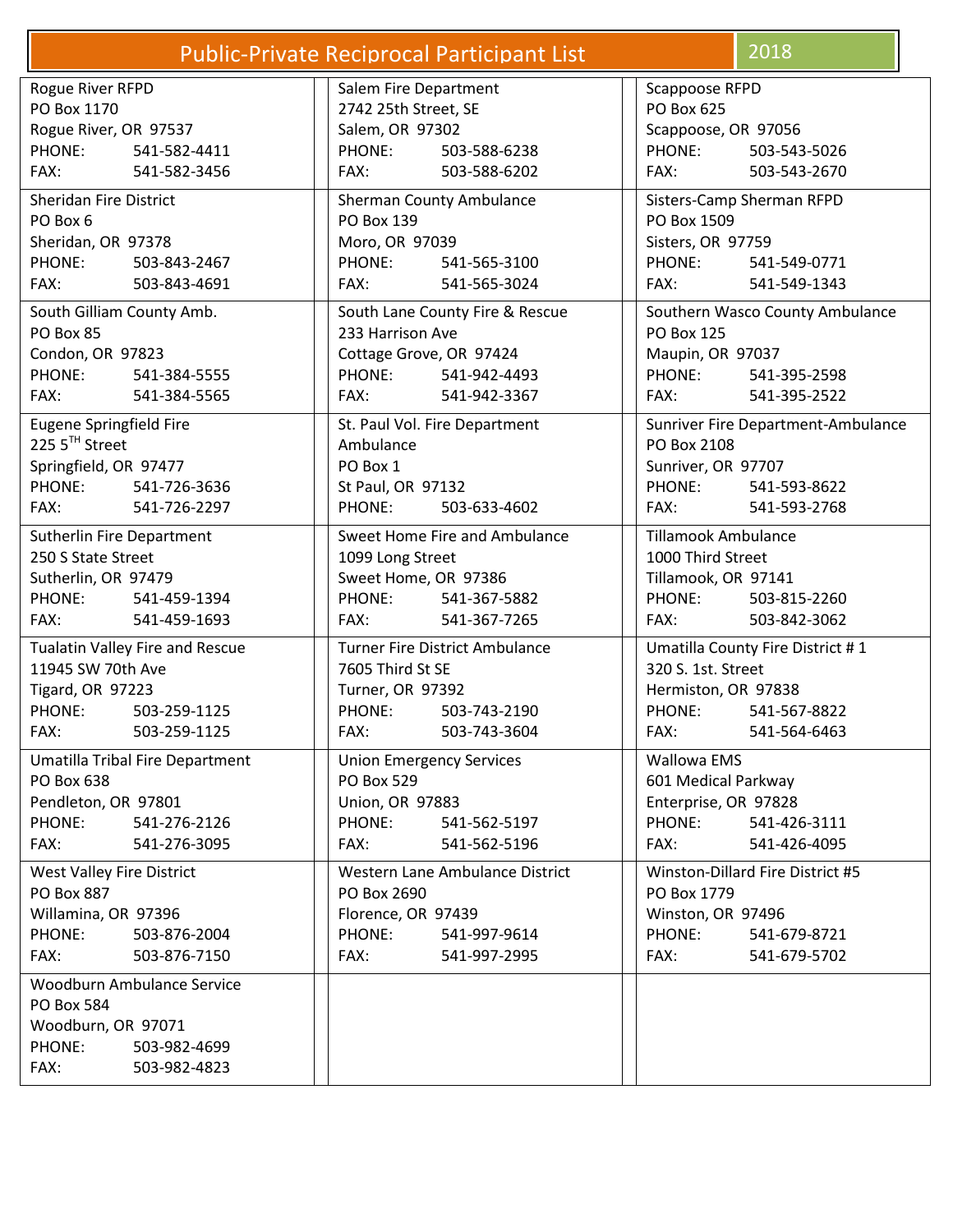# Public-Private Reciprocal Participant List

2018

| | | |
|---|---|---|
| Rogue River RFPD<br>PO Box 1170<br>Rogue River, OR 97537<br>PHONE: 541-582-4411<br>FAX: 541-582-3456 | Salem Fire Department<br>2742 25th Street, SE<br>Salem, OR 97302<br>PHONE: 503-588-6238<br>FAX: 503-588-6202 | Scappoose RFPD<br>PO Box 625<br>Scappoose, OR 97056<br>PHONE: 503-543-5026<br>FAX: 503-543-2670 |
| Sheridan Fire District<br>PO Box 6<br>Sheridan, OR 97378<br>PHONE: 503-843-2467<br>FAX: 503-843-4691 | Sherman County Ambulance<br>PO Box 139<br>Moro, OR 97039<br>PHONE: 541-565-3100<br>FAX: 541-565-3024 | Sisters-Camp Sherman RFPD<br>PO Box 1509<br>Sisters, OR 97759<br>PHONE: 541-549-0771<br>FAX: 541-549-1343 |
| South Gilliam County Amb.<br>PO Box 85<br>Condon, OR 97823<br>PHONE: 541-384-5555<br>FAX: 541-384-5565 | South Lane County Fire & Rescue<br>233 Harrison Ave<br>Cottage Grove, OR 97424<br>PHONE: 541-942-4493<br>FAX: 541-942-3367 | Southern Wasco County Ambulance<br>PO Box 125<br>Maupin, OR 97037<br>PHONE: 541-395-2598<br>FAX: 541-395-2522 |
| Eugene Springfield Fire<br>225 5TH Street<br>Springfield, OR 97477<br>PHONE: 541-726-3636<br>FAX: 541-726-2297 | St. Paul Vol. Fire Department Ambulance<br>PO Box 1<br>St Paul, OR 97132<br>PHONE: 503-633-4602 | Sunriver Fire Department-Ambulance<br>PO Box 2108<br>Sunriver, OR 97707<br>PHONE: 541-593-8622<br>FAX: 541-593-2768 |
| Sutherlin Fire Department<br>250 S State Street<br>Sutherlin, OR 97479<br>PHONE: 541-459-1394<br>FAX: 541-459-1693 | Sweet Home Fire and Ambulance<br>1099 Long Street<br>Sweet Home, OR 97386<br>PHONE: 541-367-5882<br>FAX: 541-367-7265 | Tillamook Ambulance<br>1000 Third Street<br>Tillamook, OR 97141<br>PHONE: 503-815-2260<br>FAX: 503-842-3062 |
| Tualatin Valley Fire and Rescue<br>11945 SW 70th Ave<br>Tigard, OR 97223<br>PHONE: 503-259-1125<br>FAX: 503-259-1125 | Turner Fire District Ambulance<br>7605 Third St SE<br>Turner, OR 97392<br>PHONE: 503-743-2190<br>FAX: 503-743-3604 | Umatilla County Fire District # 1<br>320 S. 1st. Street<br>Hermiston, OR 97838<br>PHONE: 541-567-8822<br>FAX: 541-564-6463 |
| Umatilla Tribal Fire Department<br>PO Box 638<br>Pendleton, OR 97801<br>PHONE: 541-276-2126<br>FAX: 541-276-3095 | Union Emergency Services<br>PO Box 529<br>Union, OR 97883<br>PHONE: 541-562-5197<br>FAX: 541-562-5196 | Wallowa EMS<br>601 Medical Parkway<br>Enterprise, OR 97828<br>PHONE: 541-426-3111<br>FAX: 541-426-4095 |
| West Valley Fire District<br>PO Box 887<br>Willamina, OR 97396<br>PHONE: 503-876-2004<br>FAX: 503-876-7150 | Western Lane Ambulance District<br>PO Box 2690<br>Florence, OR 97439<br>PHONE: 541-997-9614<br>FAX: 541-997-2995 | Winston-Dillard Fire District #5<br>PO Box 1779<br>Winston, OR 97496<br>PHONE: 541-679-8721<br>FAX: 541-679-5702 |
| Woodburn Ambulance Service<br>PO Box 584<br>Woodburn, OR 97071<br>PHONE: 503-982-4699<br>FAX: 503-982-4823 | | |